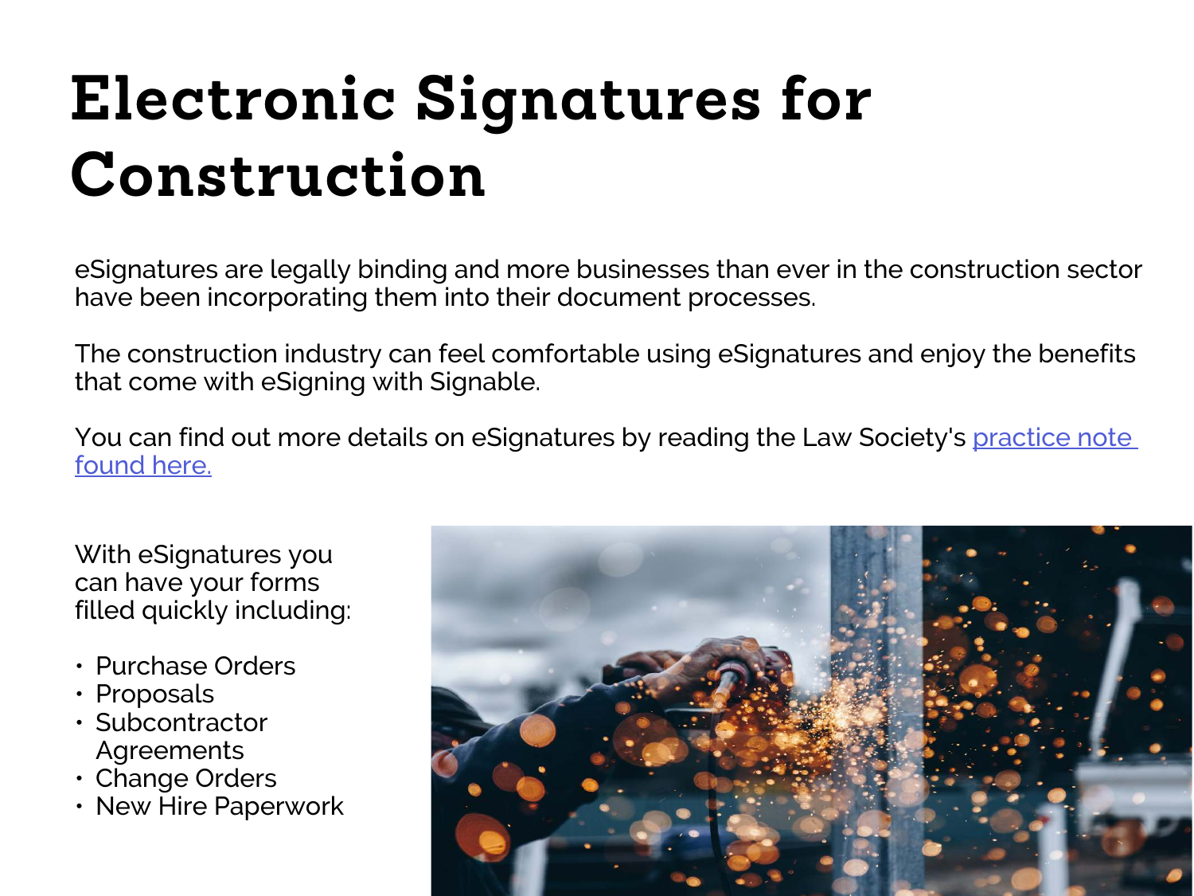# Electronic Signatures for Construction

eSignatures are legally binding and more businesses than ever in the construction sector have been incorporating them into their document processes.

The construction industry can feel comfortable using eSignatures and enjoy the benefits that come with eSigning with Signable.

You can find out more details on eSignatures by reading the Law Society's practice note found here.

With eSignatures you can have your forms filled quickly including:

- Purchase Orders
- Proposals
- Subcontractor Agreements
- Change Orders
- New Hire Paperwork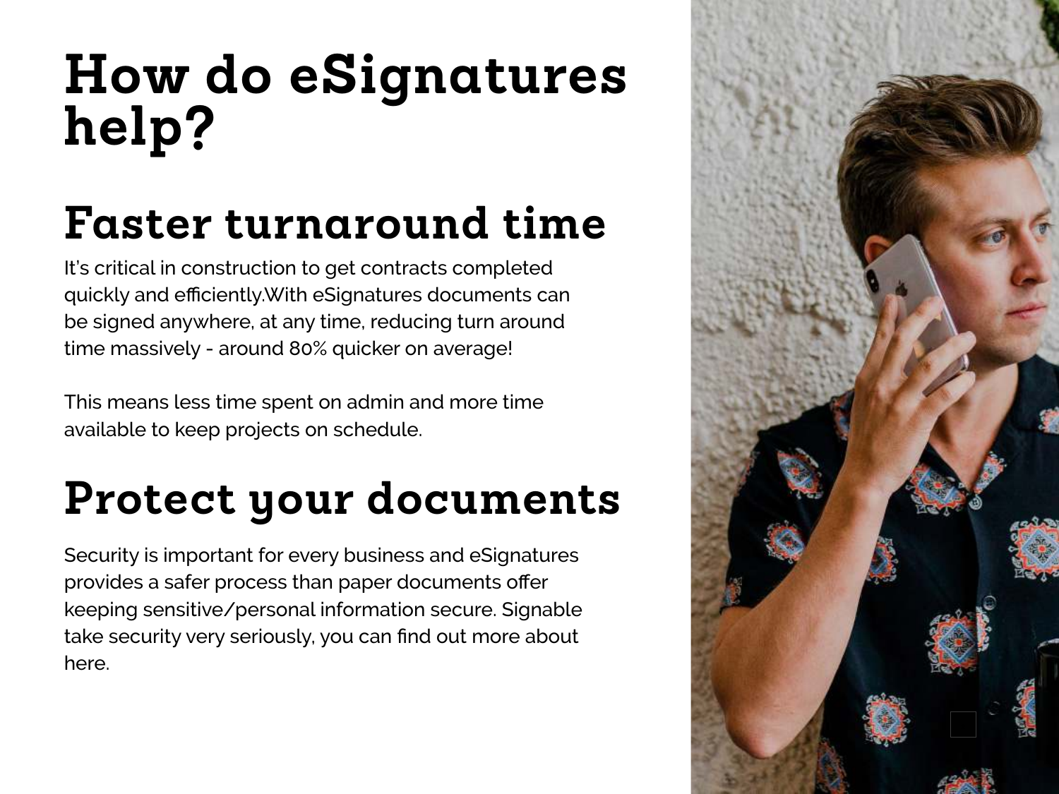# How do eSignatures help?

## Faster turnaround time

It's critical in construction to get contracts completed quickly and efficiently.With eSignatures documents can be signed anywhere, at any time, reducing turn around time massively - around 80% quicker on average!

This means less time spent on admin and more time available to keep projects on schedule.

## Protect your documents

Security is important for every business and eSignatures provides a safer process than paper documents offer keeping sensitive/personal information secure. Signable take security very seriously, you can find out more about here.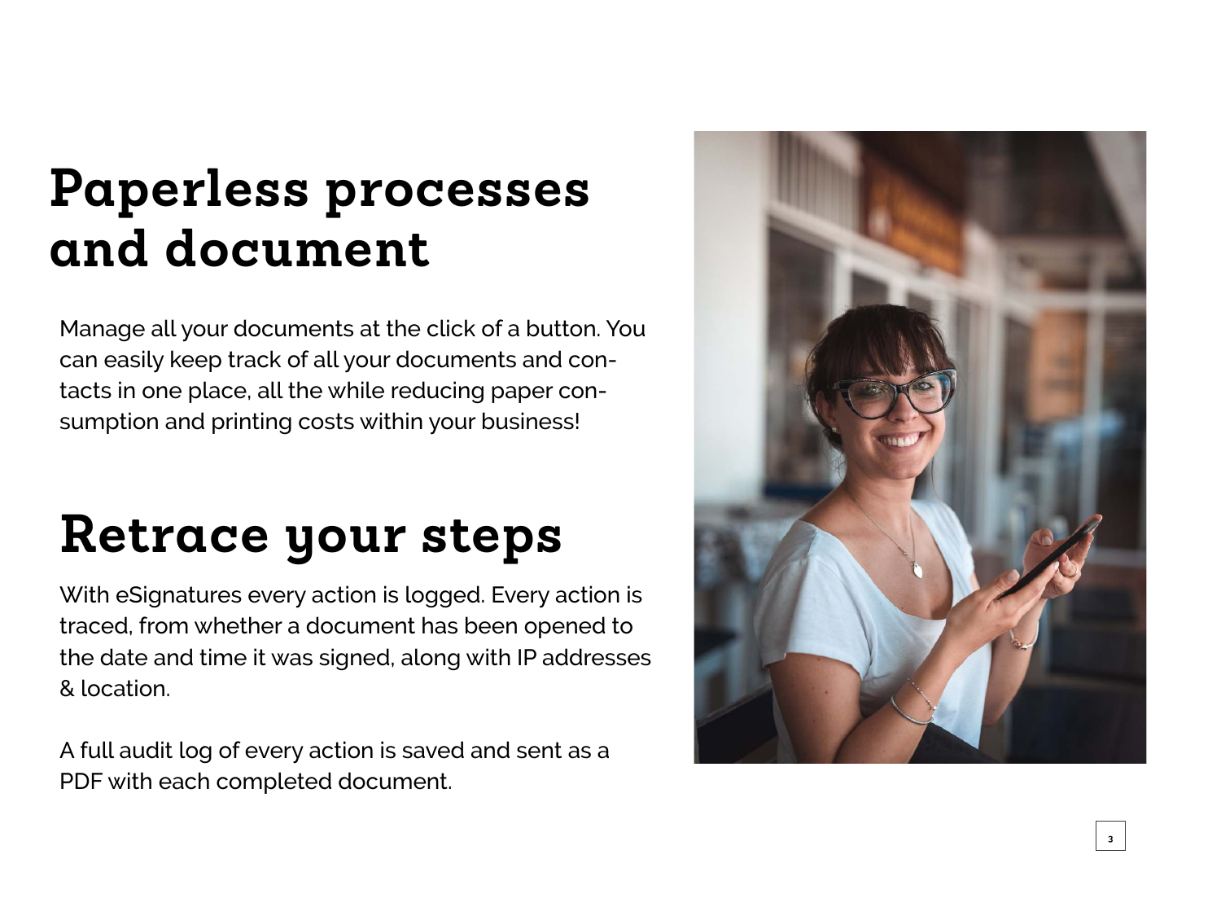# Paperless processes and document

Manage all your documents at the click of a button. You can easily keep track of all your documents and contacts in one place, all the while reducing paper consumption and printing costs within your business!

# Retrace your steps

With eSignatures every action is logged. Every action is traced, from whether a document has been opened to the date and time it was signed, along with IP addresses & location.

A full audit log of every action is saved and sent as a PDF with each completed document.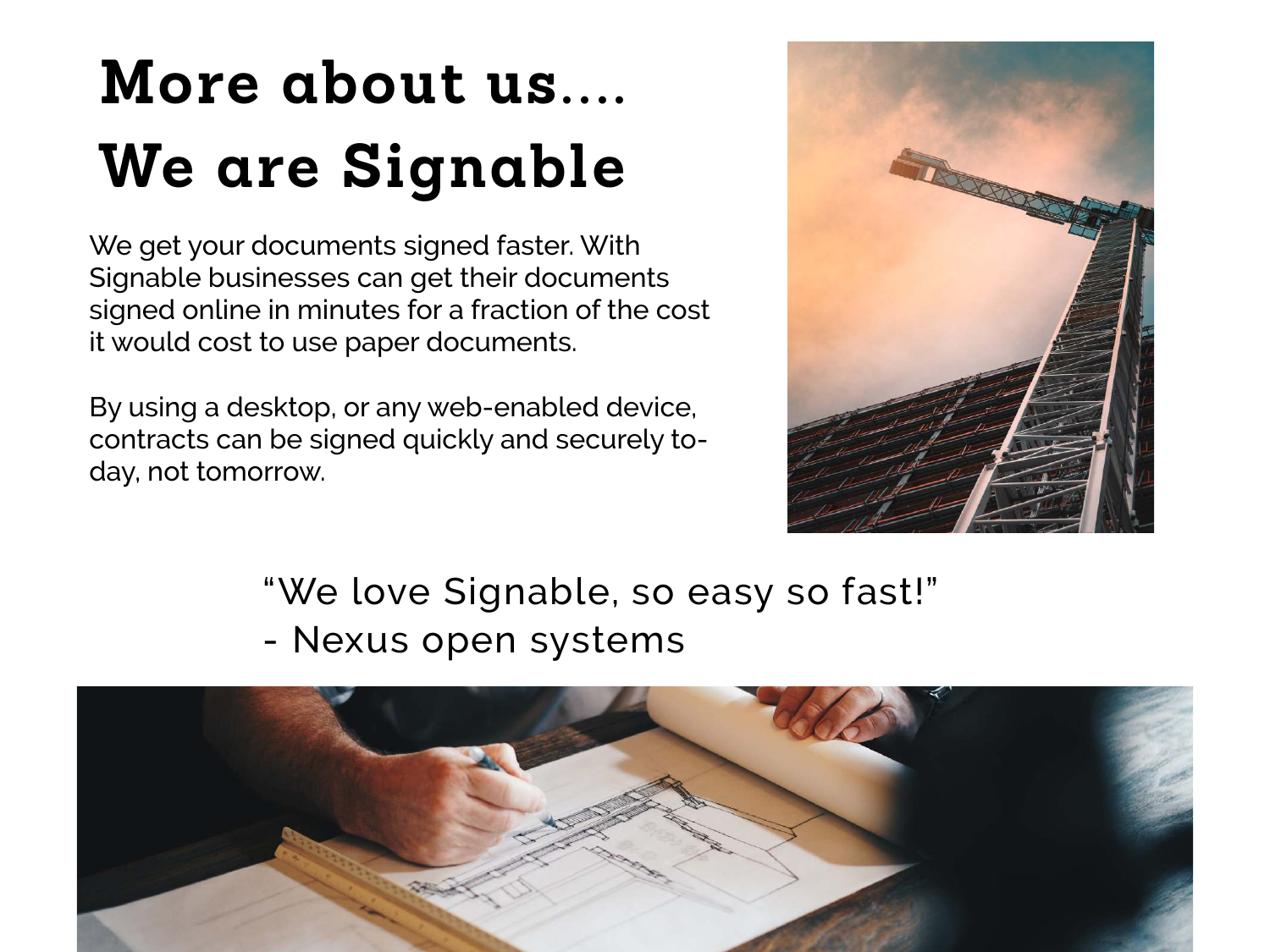# More about us....
# We are Signable

We get your documents signed faster. With Signable businesses can get their documents signed online in minutes for a fraction of the cost it would cost to use paper documents.

By using a desktop, or any web-enabled device, contracts can be signed quickly and securely to-day, not tomorrow.

"We love Signable, so easy so fast!"
- Nexus open systems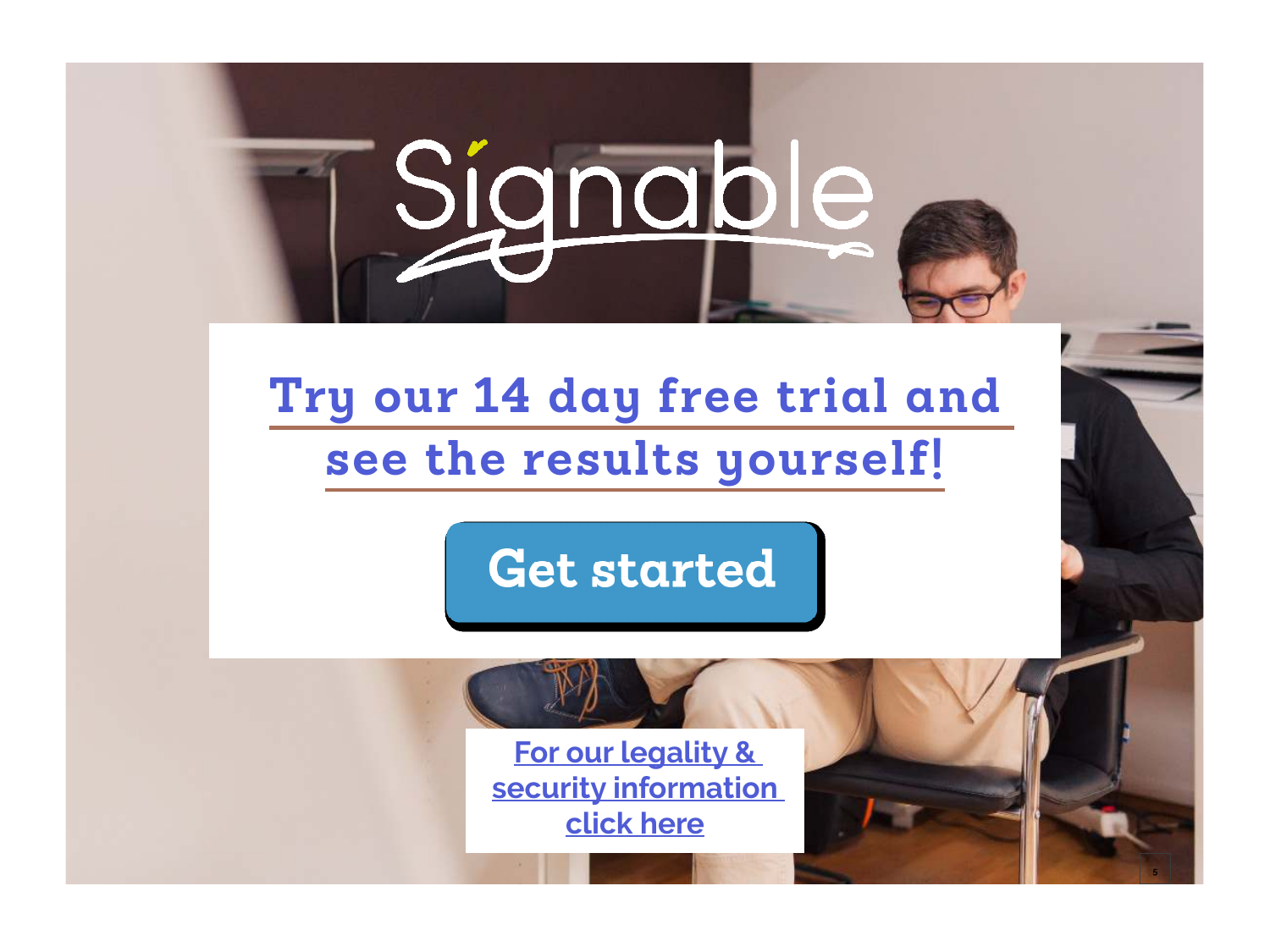Signable

## Try our 14 day free trial and see the results yourself!

Get started

For our legality & security information click here